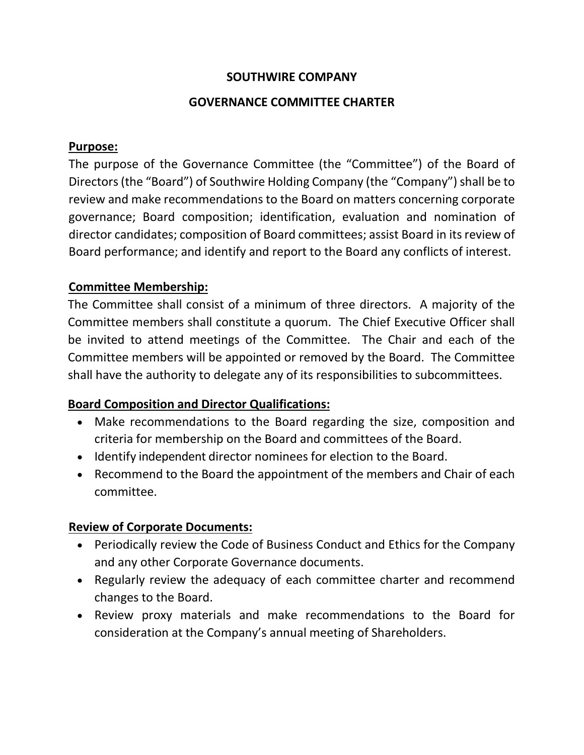# SOUTHWIRE COMPANY

## GOVERNANCE COMMITTEE CHARTER

### Purpose:

The purpose of the Governance Committee (the "Committee") of the Board of Directors (the "Board") of Southwire Holding Company (the "Company") shall be to review and make recommendations to the Board on matters concerning corporate governance; Board composition; identification, evaluation and nomination of director candidates; composition of Board committees; assist Board in its review of Board performance; and identify and report to the Board any conflicts of interest.

### Committee Membership:

The Committee shall consist of a minimum of three directors. A majority of the Committee members shall constitute a quorum. The Chief Executive Officer shall be invited to attend meetings of the Committee. The Chair and each of the Committee members will be appointed or removed by the Board. The Committee shall have the authority to delegate any of its responsibilities to subcommittees.

### Board Composition and Director Qualifications:

- Make recommendations to the Board regarding the size, composition and criteria for membership on the Board and committees of the Board.
- Identify independent director nominees for election to the Board.
- Recommend to the Board the appointment of the members and Chair of each committee.

### Review of Corporate Documents:

- Periodically review the Code of Business Conduct and Ethics for the Company and any other Corporate Governance documents.
- Regularly review the adequacy of each committee charter and recommend changes to the Board.
- Review proxy materials and make recommendations to the Board for consideration at the Company's annual meeting of Shareholders.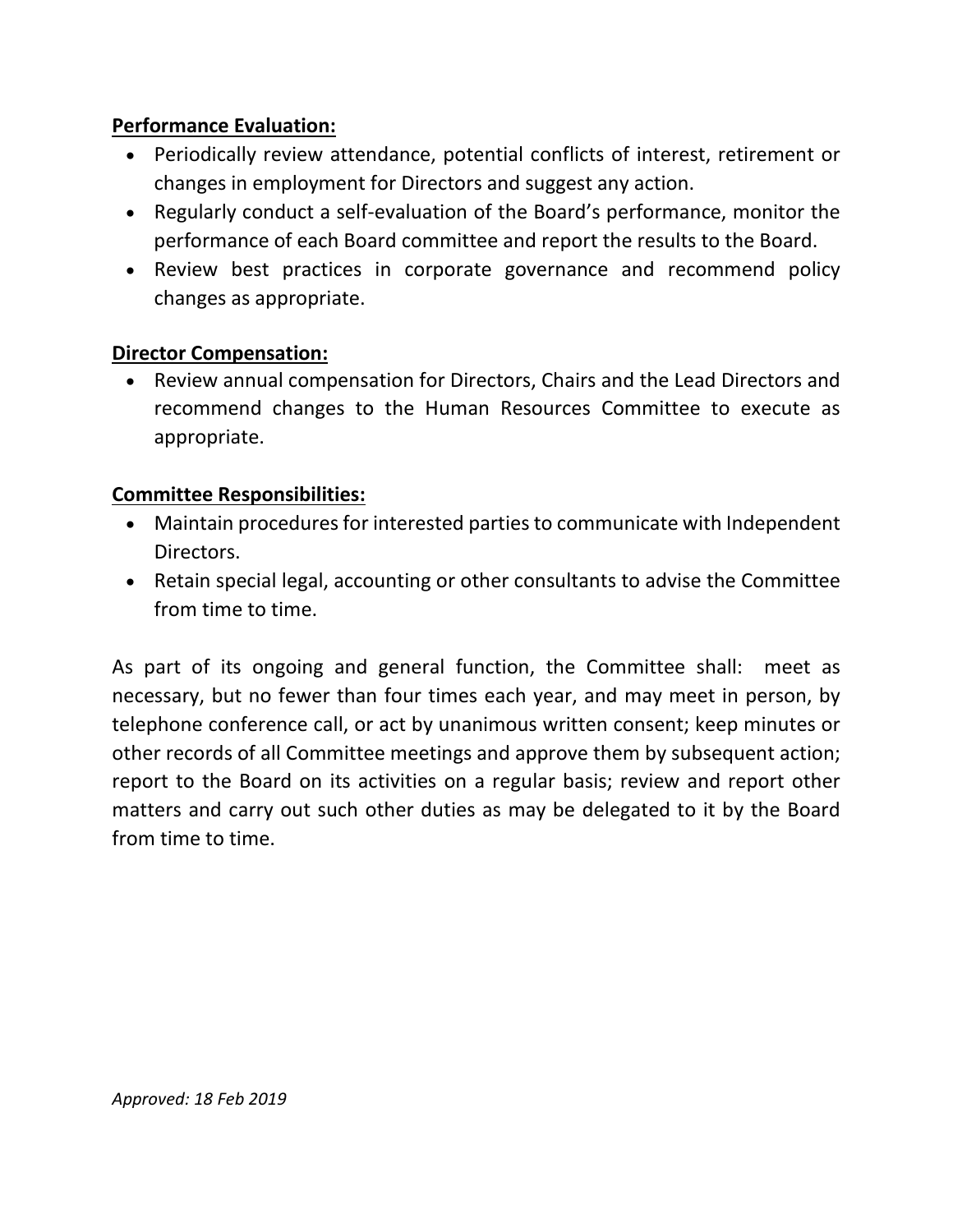**Performance Evaluation:**

- Periodically review attendance, potential conflicts of interest, retirement or changes in employment for Directors and suggest any action.
- Regularly conduct a self-evaluation of the Board's performance, monitor the performance of each Board committee and report the results to the Board.
- Review best practices in corporate governance and recommend policy changes as appropriate.

**Director Compensation:**

- Review annual compensation for Directors, Chairs and the Lead Directors and recommend changes to the Human Resources Committee to execute as appropriate.

**Committee Responsibilities:**

- Maintain procedures for interested parties to communicate with Independent Directors.
- Retain special legal, accounting or other consultants to advise the Committee from time to time.

As part of its ongoing and general function, the Committee shall: meet as necessary, but no fewer than four times each year, and may meet in person, by telephone conference call, or act by unanimous written consent; keep minutes or other records of all Committee meetings and approve them by subsequent action; report to the Board on its activities on a regular basis; review and report other matters and carry out such other duties as may be delegated to it by the Board from time to time.

*Approved: 18 Feb 2019*